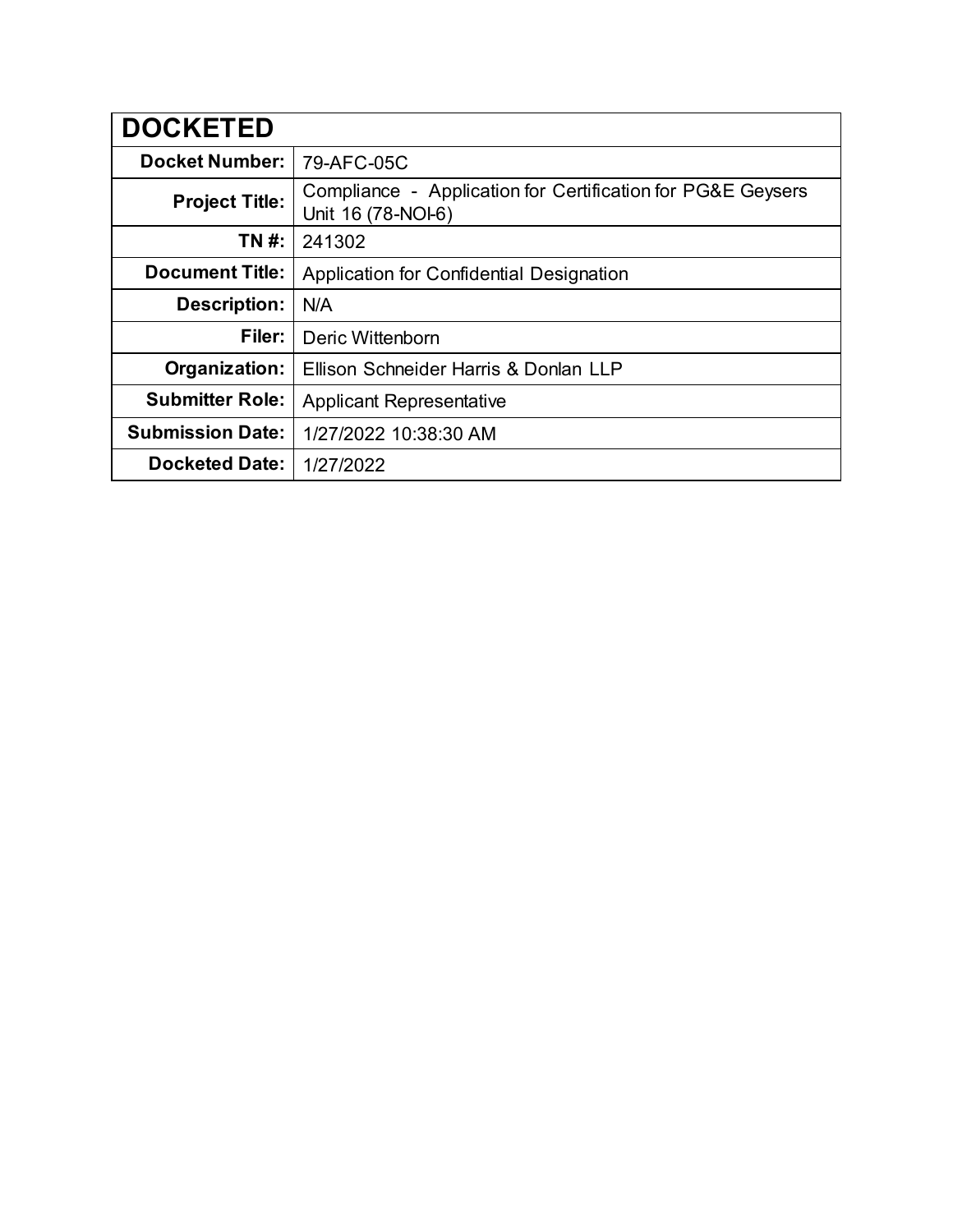| DOCKETED | |
|---|---|
| **Docket Number:** | 79-AFC-05C |
| **Project Title:** | Compliance - Application for Certification for PG&E Geysers Unit 16 (78-NOI-6) |
| **TN #:** | 241302 |
| **Document Title:** | Application for Confidential Designation |
| **Description:** | N/A |
| **Filer:** | Deric Wittenborn |
| **Organization:** | Ellison Schneider Harris & Donlan LLP |
| **Submitter Role:** | Applicant Representative |
| **Submission Date:** | 1/27/2022 10:38:30 AM |
| **Docketed Date:** | 1/27/2022 |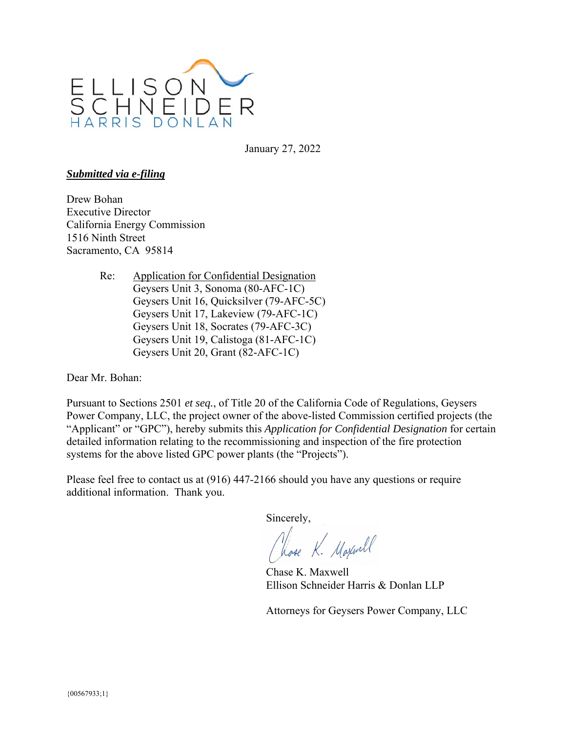ELLISON SCHNEIDER HARRIS DONLAN

January 27, 2022

***Submitted via e-filing***

Drew Bohan
Executive Director
California Energy Commission
1516 Ninth Street
Sacramento, CA 95814

Re: Application for Confidential Designation
Geysers Unit 3, Sonoma (80-AFC-1C)
Geysers Unit 16, Quicksilver (79-AFC-5C)
Geysers Unit 17, Lakeview (79-AFC-1C)
Geysers Unit 18, Socrates (79-AFC-3C)
Geysers Unit 19, Calistoga (81-AFC-1C)
Geysers Unit 20, Grant (82-AFC-1C)

Dear Mr. Bohan:

Pursuant to Sections 2501 *et seq.*, of Title 20 of the California Code of Regulations, Geysers Power Company, LLC, the project owner of the above-listed Commission certified projects (the "Applicant" or "GPC"), hereby submits this *Application for Confidential Designation* for certain detailed information relating to the recommissioning and inspection of the fire protection systems for the above listed GPC power plants (the "Projects").

Please feel free to contact us at (916) 447-2166 should you have any questions or require additional information. Thank you.

Sincerely,

Chase K. Maxwell
Ellison Schneider Harris & Donlan LLP

Attorneys for Geysers Power Company, LLC

{00567933;1}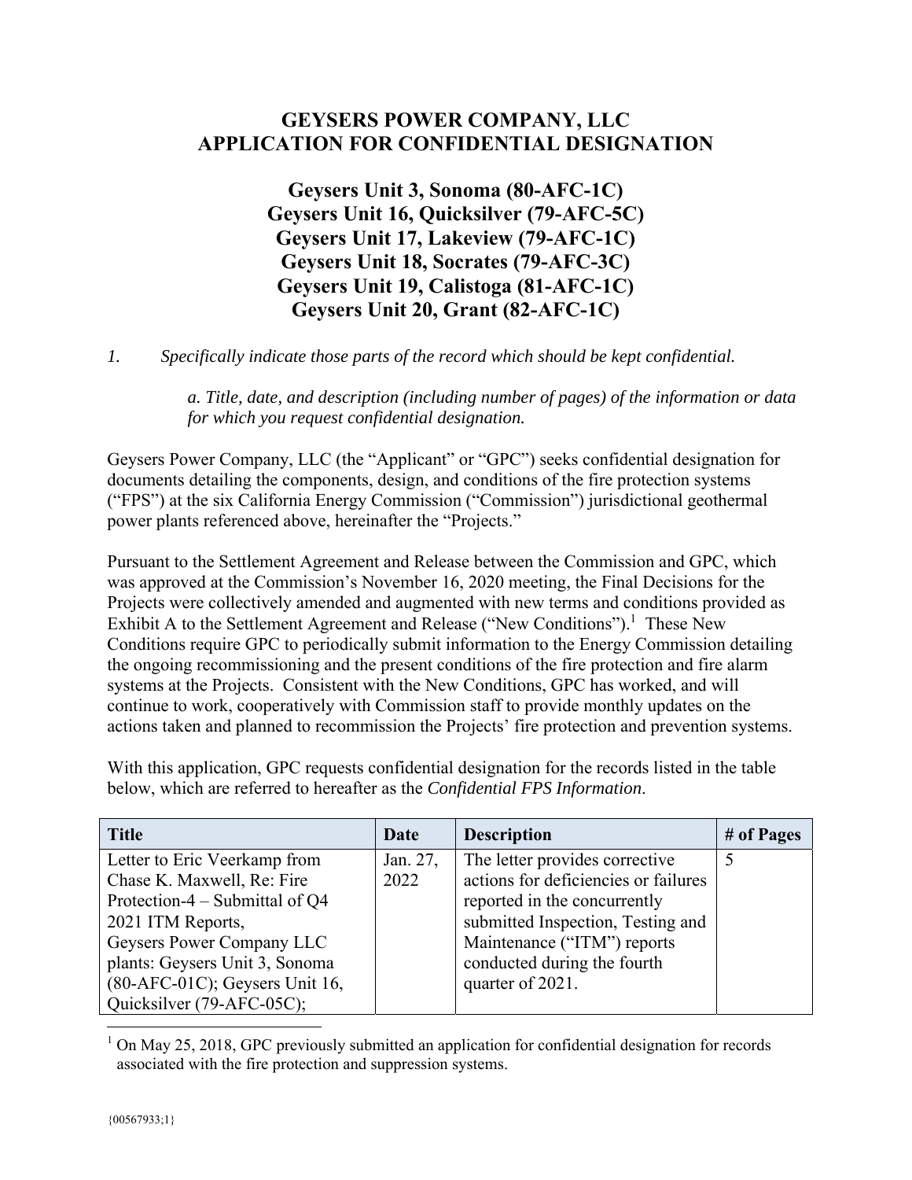# GEYSERS POWER COMPANY, LLC
# APPLICATION FOR CONFIDENTIAL DESIGNATION

## Geysers Unit 3, Sonoma (80-AFC-1C)
## Geysers Unit 16, Quicksilver (79-AFC-5C)
## Geysers Unit 17, Lakeview (79-AFC-1C)
## Geysers Unit 18, Socrates (79-AFC-3C)
## Geysers Unit 19, Calistoga (81-AFC-1C)
## Geysers Unit 20, Grant (82-AFC-1C)

*1. Specifically indicate those parts of the record which should be kept confidential.*

*a. Title, date, and description (including number of pages) of the information or data for which you request confidential designation.*

Geysers Power Company, LLC (the "Applicant" or "GPC") seeks confidential designation for documents detailing the components, design, and conditions of the fire protection systems ("FPS") at the six California Energy Commission ("Commission") jurisdictional geothermal power plants referenced above, hereinafter the "Projects."

Pursuant to the Settlement Agreement and Release between the Commission and GPC, which was approved at the Commission's November 16, 2020 meeting, the Final Decisions for the Projects were collectively amended and augmented with new terms and conditions provided as Exhibit A to the Settlement Agreement and Release ("New Conditions").[1] These New Conditions require GPC to periodically submit information to the Energy Commission detailing the ongoing recommissioning and the present conditions of the fire protection and fire alarm systems at the Projects. Consistent with the New Conditions, GPC has worked, and will continue to work, cooperatively with Commission staff to provide monthly updates on the actions taken and planned to recommission the Projects' fire protection and prevention systems.

With this application, GPC requests confidential designation for the records listed in the table below, which are referred to hereafter as the *Confidential FPS Information*.

| Title | Date | Description | # of Pages |
|---|---|---|---|
| Letter to Eric Veerkamp from Chase K. Maxwell, Re: Fire Protection-4 – Submittal of Q4 2021 ITM Reports, Geysers Power Company LLC plants: Geysers Unit 3, Sonoma (80-AFC-01C); Geysers Unit 16, Quicksilver (79-AFC-05C); | Jan. 27, 2022 | The letter provides corrective actions for deficiencies or failures reported in the concurrently submitted Inspection, Testing and Maintenance ("ITM") reports conducted during the fourth quarter of 2021. | 5 |

[1] On May 25, 2018, GPC previously submitted an application for confidential designation for records associated with the fire protection and suppression systems.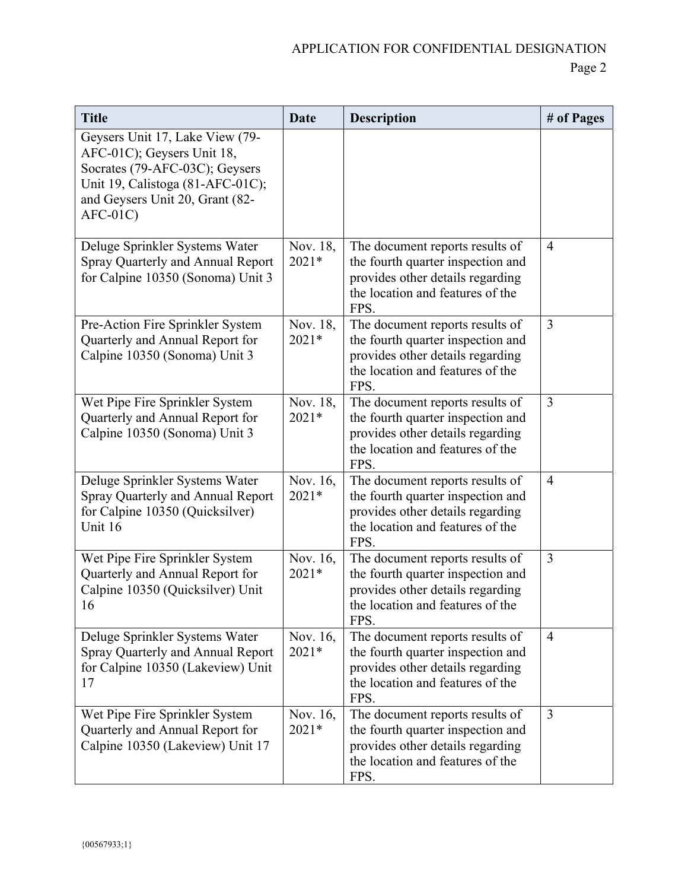| Title | Date | Description | # of Pages |
|---|---|---|---|
| Geysers Unit 17, Lake View (79-AFC-01C); Geysers Unit 18, Socrates (79-AFC-03C); Geysers Unit 19, Calistoga (81-AFC-01C); and Geysers Unit 20, Grant (82-AFC-01C) | | | |
| Deluge Sprinkler Systems Water Spray Quarterly and Annual Report for Calpine 10350 (Sonoma) Unit 3 | Nov. 18, 2021* | The document reports results of the fourth quarter inspection and provides other details regarding the location and features of the FPS. | 4 |
| Pre-Action Fire Sprinkler System Quarterly and Annual Report for Calpine 10350 (Sonoma) Unit 3 | Nov. 18, 2021* | The document reports results of the fourth quarter inspection and provides other details regarding the location and features of the FPS. | 3 |
| Wet Pipe Fire Sprinkler System Quarterly and Annual Report for Calpine 10350 (Sonoma) Unit 3 | Nov. 18, 2021* | The document reports results of the fourth quarter inspection and provides other details regarding the location and features of the FPS. | 3 |
| Deluge Sprinkler Systems Water Spray Quarterly and Annual Report for Calpine 10350 (Quicksilver) Unit 16 | Nov. 16, 2021* | The document reports results of the fourth quarter inspection and provides other details regarding the location and features of the FPS. | 4 |
| Wet Pipe Fire Sprinkler System Quarterly and Annual Report for Calpine 10350 (Quicksilver) Unit 16 | Nov. 16, 2021* | The document reports results of the fourth quarter inspection and provides other details regarding the location and features of the FPS. | 3 |
| Deluge Sprinkler Systems Water Spray Quarterly and Annual Report for Calpine 10350 (Lakeview) Unit 17 | Nov. 16, 2021* | The document reports results of the fourth quarter inspection and provides other details regarding the location and features of the FPS. | 4 |
| Wet Pipe Fire Sprinkler System Quarterly and Annual Report for Calpine 10350 (Lakeview) Unit 17 | Nov. 16, 2021* | The document reports results of the fourth quarter inspection and provides other details regarding the location and features of the FPS. | 3 |

{00567933;1}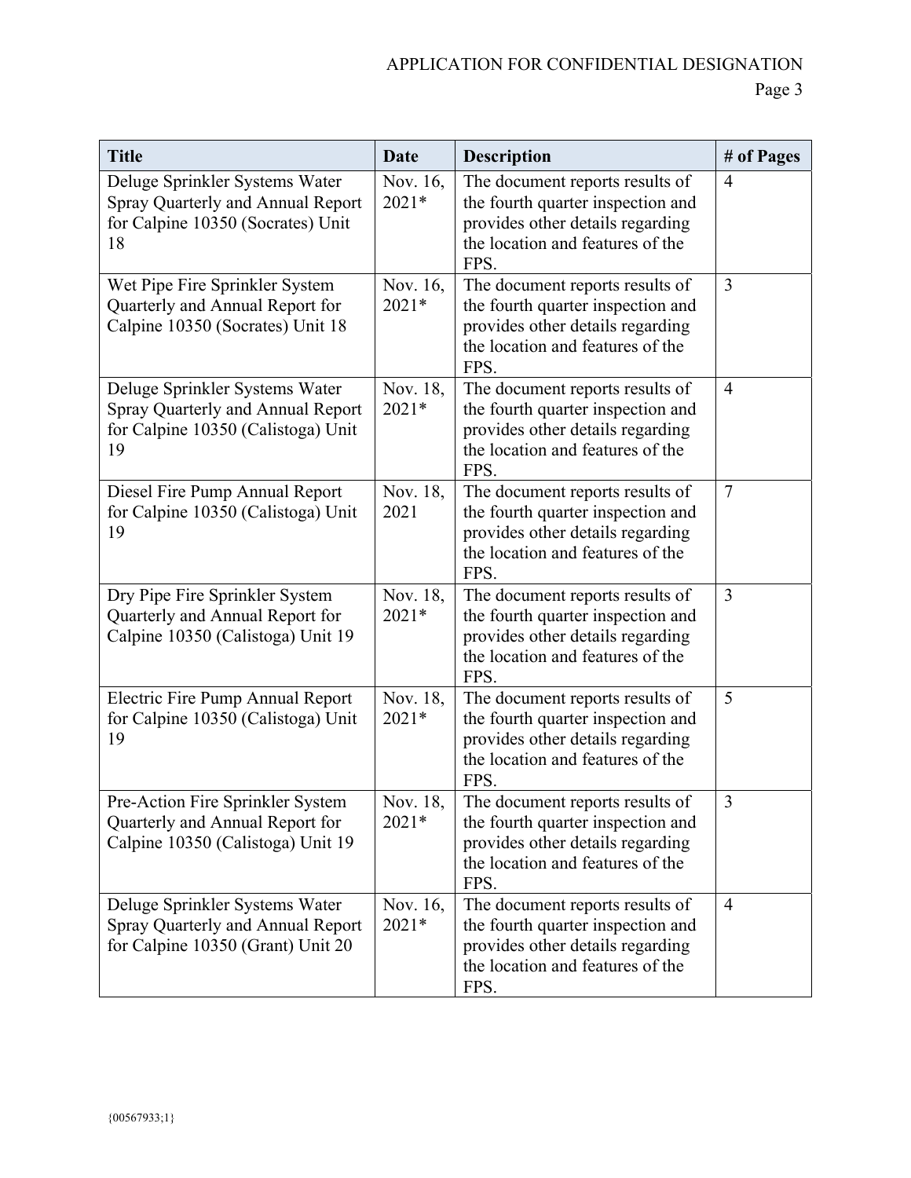| Title | Date | Description | # of Pages |
|---|---|---|---|
| Deluge Sprinkler Systems Water Spray Quarterly and Annual Report for Calpine 10350 (Socrates) Unit 18 | Nov. 16, 2021* | The document reports results of the fourth quarter inspection and provides other details regarding the location and features of the FPS. | 4 |
| Wet Pipe Fire Sprinkler System Quarterly and Annual Report for Calpine 10350 (Socrates) Unit 18 | Nov. 16, 2021* | The document reports results of the fourth quarter inspection and provides other details regarding the location and features of the FPS. | 3 |
| Deluge Sprinkler Systems Water Spray Quarterly and Annual Report for Calpine 10350 (Calistoga) Unit 19 | Nov. 18, 2021* | The document reports results of the fourth quarter inspection and provides other details regarding the location and features of the FPS. | 4 |
| Diesel Fire Pump Annual Report for Calpine 10350 (Calistoga) Unit 19 | Nov. 18, 2021 | The document reports results of the fourth quarter inspection and provides other details regarding the location and features of the FPS. | 7 |
| Dry Pipe Fire Sprinkler System Quarterly and Annual Report for Calpine 10350 (Calistoga) Unit 19 | Nov. 18, 2021* | The document reports results of the fourth quarter inspection and provides other details regarding the location and features of the FPS. | 3 |
| Electric Fire Pump Annual Report for Calpine 10350 (Calistoga) Unit 19 | Nov. 18, 2021* | The document reports results of the fourth quarter inspection and provides other details regarding the location and features of the FPS. | 5 |
| Pre-Action Fire Sprinkler System Quarterly and Annual Report for Calpine 10350 (Calistoga) Unit 19 | Nov. 18, 2021* | The document reports results of the fourth quarter inspection and provides other details regarding the location and features of the FPS. | 3 |
| Deluge Sprinkler Systems Water Spray Quarterly and Annual Report for Calpine 10350 (Grant) Unit 20 | Nov. 16, 2021* | The document reports results of the fourth quarter inspection and provides other details regarding the location and features of the FPS. | 4 |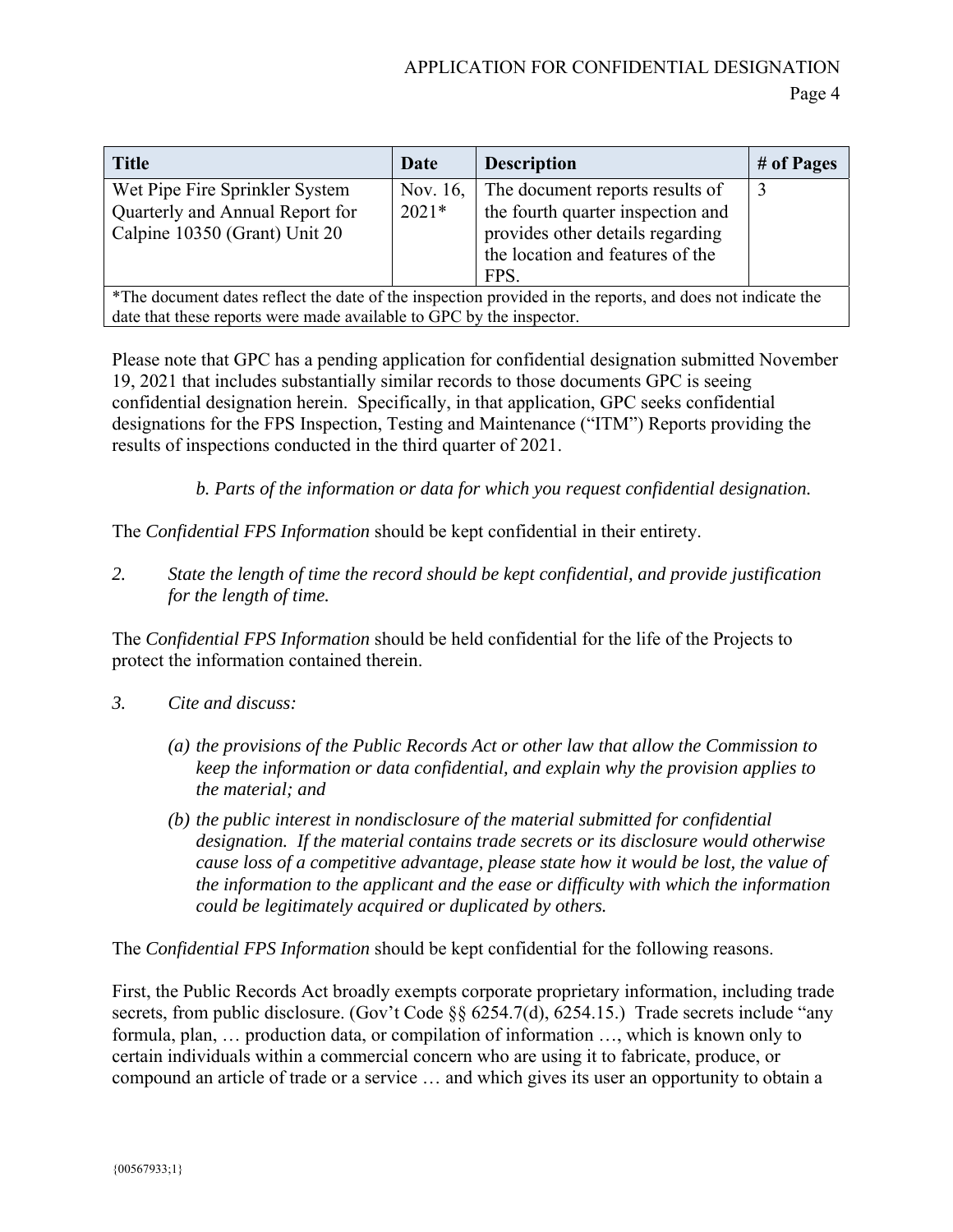| Title | Date | Description | # of Pages |
|---|---|---|---|
| Wet Pipe Fire Sprinkler System Quarterly and Annual Report for Calpine 10350 (Grant) Unit 20 | Nov. 16, 2021* | The document reports results of the fourth quarter inspection and provides other details regarding the location and features of the FPS. | 3 |
| *The document dates reflect the date of the inspection provided in the reports, and does not indicate the date that these reports were made available to GPC by the inspector. | | | |

Please note that GPC has a pending application for confidential designation submitted November 19, 2021 that includes substantially similar records to those documents GPC is seeing confidential designation herein. Specifically, in that application, GPC seeks confidential designations for the FPS Inspection, Testing and Maintenance ("ITM") Reports providing the results of inspections conducted in the third quarter of 2021.

*b. Parts of the information or data for which you request confidential designation.*

The *Confidential FPS Information* should be kept confidential in their entirety.

2. *State the length of time the record should be kept confidential, and provide justification for the length of time.*

The *Confidential FPS Information* should be held confidential for the life of the Projects to protect the information contained therein.

3. *Cite and discuss:*

   *(a) the provisions of the Public Records Act or other law that allow the Commission to keep the information or data confidential, and explain why the provision applies to the material; and*

   *(b) the public interest in nondisclosure of the material submitted for confidential designation. If the material contains trade secrets or its disclosure would otherwise cause loss of a competitive advantage, please state how it would be lost, the value of the information to the applicant and the ease or difficulty with which the information could be legitimately acquired or duplicated by others.*

The *Confidential FPS Information* should be kept confidential for the following reasons.

First, the Public Records Act broadly exempts corporate proprietary information, including trade secrets, from public disclosure. (Gov't Code §§ 6254.7(d), 6254.15.) Trade secrets include "any formula, plan, … production data, or compilation of information …, which is known only to certain individuals within a commercial concern who are using it to fabricate, produce, or compound an article of trade or a service … and which gives its user an opportunity to obtain a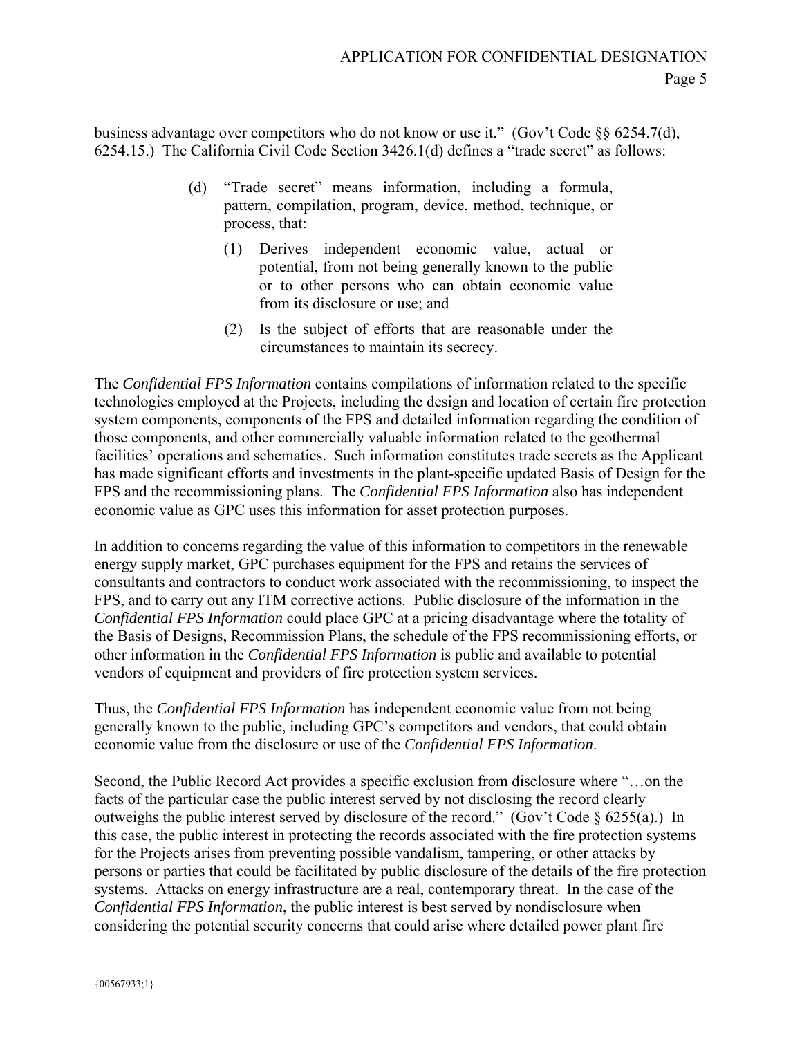business advantage over competitors who do not know or use it." (Gov't Code §§ 6254.7(d), 6254.15.) The California Civil Code Section 3426.1(d) defines a "trade secret" as follows:

> (d) "Trade secret" means information, including a formula, pattern, compilation, program, device, method, technique, or process, that:
>
> (1) Derives independent economic value, actual or potential, from not being generally known to the public or to other persons who can obtain economic value from its disclosure or use; and
>
> (2) Is the subject of efforts that are reasonable under the circumstances to maintain its secrecy.

The *Confidential FPS Information* contains compilations of information related to the specific technologies employed at the Projects, including the design and location of certain fire protection system components, components of the FPS and detailed information regarding the condition of those components, and other commercially valuable information related to the geothermal facilities' operations and schematics. Such information constitutes trade secrets as the Applicant has made significant efforts and investments in the plant-specific updated Basis of Design for the FPS and the recommissioning plans. The *Confidential FPS Information* also has independent economic value as GPC uses this information for asset protection purposes.

In addition to concerns regarding the value of this information to competitors in the renewable energy supply market, GPC purchases equipment for the FPS and retains the services of consultants and contractors to conduct work associated with the recommissioning, to inspect the FPS, and to carry out any ITM corrective actions. Public disclosure of the information in the *Confidential FPS Information* could place GPC at a pricing disadvantage where the totality of the Basis of Designs, Recommission Plans, the schedule of the FPS recommissioning efforts, or other information in the *Confidential FPS Information* is public and available to potential vendors of equipment and providers of fire protection system services.

Thus, the *Confidential FPS Information* has independent economic value from not being generally known to the public, including GPC's competitors and vendors, that could obtain economic value from the disclosure or use of the *Confidential FPS Information*.

Second, the Public Record Act provides a specific exclusion from disclosure where "…on the facts of the particular case the public interest served by not disclosing the record clearly outweighs the public interest served by disclosure of the record." (Gov't Code § 6255(a).) In this case, the public interest in protecting the records associated with the fire protection systems for the Projects arises from preventing possible vandalism, tampering, or other attacks by persons or parties that could be facilitated by public disclosure of the details of the fire protection systems. Attacks on energy infrastructure are a real, contemporary threat. In the case of the *Confidential FPS Information*, the public interest is best served by nondisclosure when considering the potential security concerns that could arise where detailed power plant fire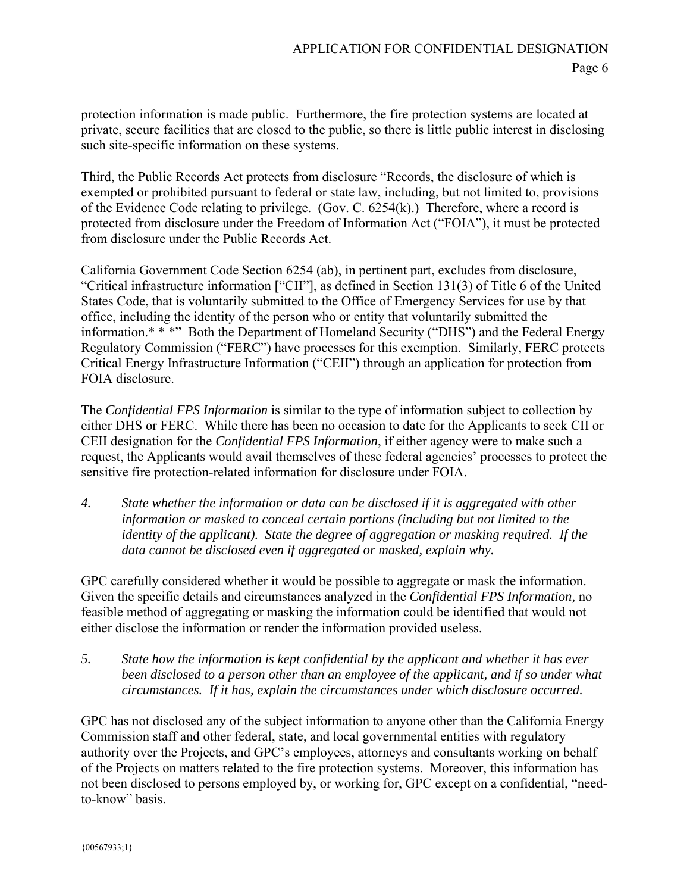protection information is made public. Furthermore, the fire protection systems are located at private, secure facilities that are closed to the public, so there is little public interest in disclosing such site-specific information on these systems.

Third, the Public Records Act protects from disclosure "Records, the disclosure of which is exempted or prohibited pursuant to federal or state law, including, but not limited to, provisions of the Evidence Code relating to privilege. (Gov. C. 6254(k).) Therefore, where a record is protected from disclosure under the Freedom of Information Act ("FOIA"), it must be protected from disclosure under the Public Records Act.

California Government Code Section 6254 (ab), in pertinent part, excludes from disclosure, "Critical infrastructure information ["CII"], as defined in Section 131(3) of Title 6 of the United States Code, that is voluntarily submitted to the Office of Emergency Services for use by that office, including the identity of the person who or entity that voluntarily submitted the information.* * *" Both the Department of Homeland Security ("DHS") and the Federal Energy Regulatory Commission ("FERC") have processes for this exemption. Similarly, FERC protects Critical Energy Infrastructure Information ("CEII") through an application for protection from FOIA disclosure.

The *Confidential FPS Information* is similar to the type of information subject to collection by either DHS or FERC. While there has been no occasion to date for the Applicants to seek CII or CEII designation for the *Confidential FPS Information*, if either agency were to make such a request, the Applicants would avail themselves of these federal agencies' processes to protect the sensitive fire protection-related information for disclosure under FOIA.

4. *State whether the information or data can be disclosed if it is aggregated with other information or masked to conceal certain portions (including but not limited to the identity of the applicant). State the degree of aggregation or masking required. If the data cannot be disclosed even if aggregated or masked, explain why.*

GPC carefully considered whether it would be possible to aggregate or mask the information. Given the specific details and circumstances analyzed in the *Confidential FPS Information,* no feasible method of aggregating or masking the information could be identified that would not either disclose the information or render the information provided useless.

5. *State how the information is kept confidential by the applicant and whether it has ever been disclosed to a person other than an employee of the applicant, and if so under what circumstances. If it has, explain the circumstances under which disclosure occurred.*

GPC has not disclosed any of the subject information to anyone other than the California Energy Commission staff and other federal, state, and local governmental entities with regulatory authority over the Projects, and GPC's employees, attorneys and consultants working on behalf of the Projects on matters related to the fire protection systems. Moreover, this information has not been disclosed to persons employed by, or working for, GPC except on a confidential, "need-to-know" basis.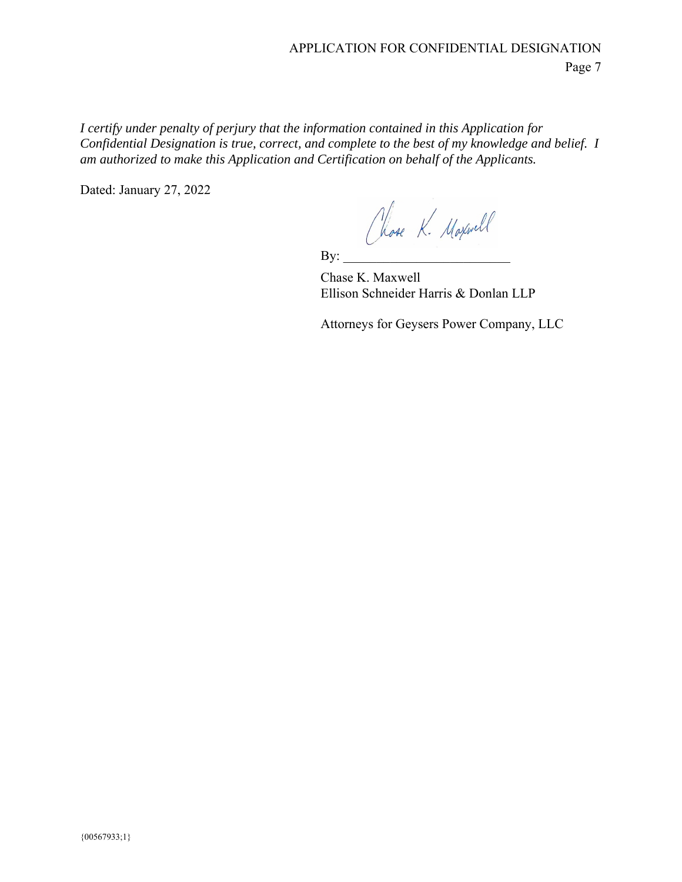*I certify under penalty of perjury that the information contained in this Application for Confidential Designation is true, correct, and complete to the best of my knowledge and belief. I am authorized to make this Application and Certification on behalf of the Applicants.*

Dated: January 27, 2022

By: Chase K. Maxwell

Chase K. Maxwell
Ellison Schneider Harris & Donlan LLP

Attorneys for Geysers Power Company, LLC

{00567933;1}